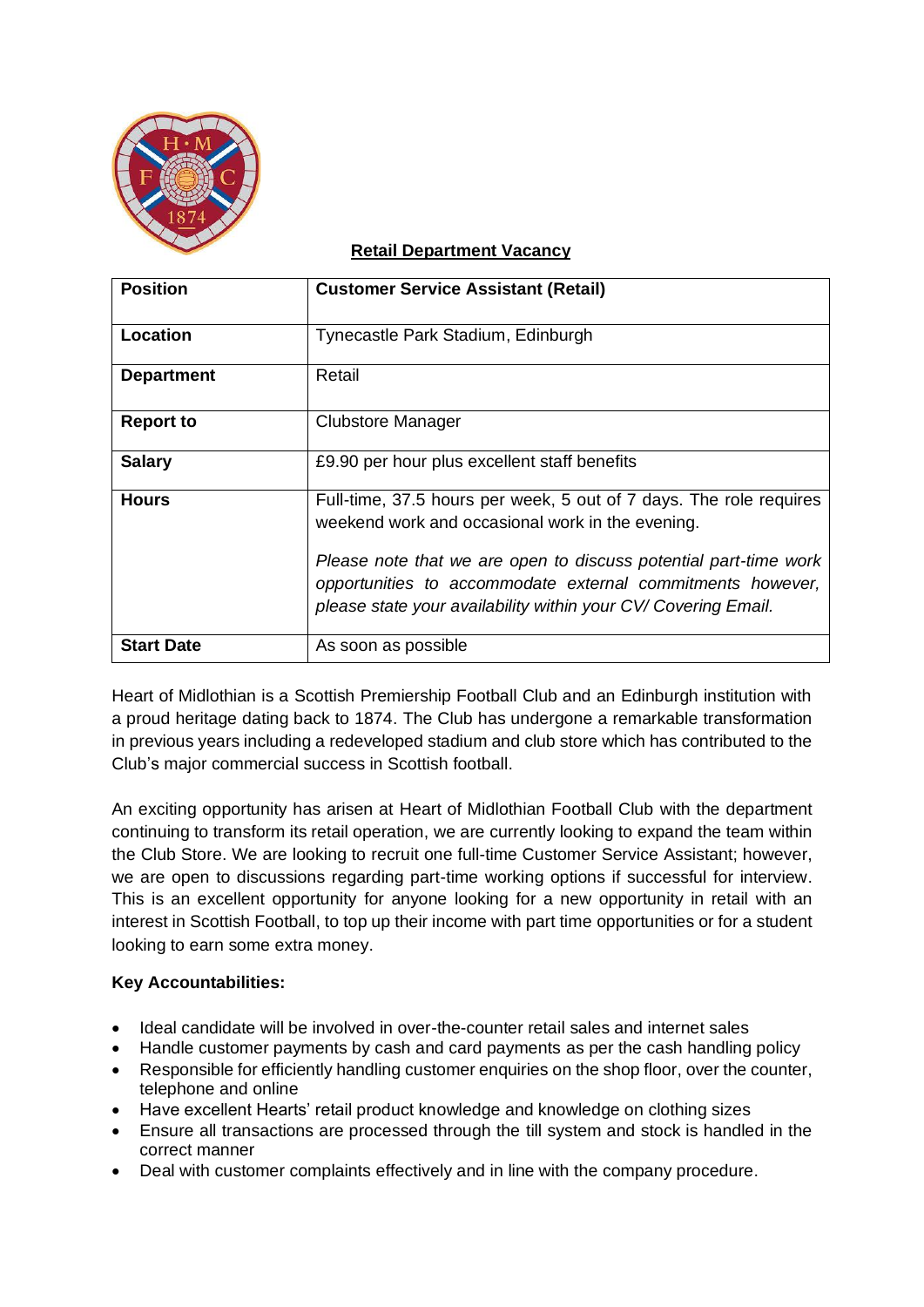## Retail Department Vacancy

| **Position** | **Customer Service Assistant (Retail)** |
|---|---|
| **Location** | Tynecastle Park Stadium, Edinburgh |
| **Department** | Retail |
| **Report to** | Clubstore Manager |
| **Salary** | £9.90 per hour plus excellent staff benefits |
| **Hours** | Full-time, 37.5 hours per week, 5 out of 7 days. The role requires weekend work and occasional work in the evening. *Please note that we are open to discuss potential part-time work opportunities to accommodate external commitments however, please state your availability within your CV/ Covering Email.* |
| **Start Date** | As soon as possible |

Heart of Midlothian is a Scottish Premiership Football Club and an Edinburgh institution with a proud heritage dating back to 1874. The Club has undergone a remarkable transformation in previous years including a redeveloped stadium and club store which has contributed to the Club's major commercial success in Scottish football.

An exciting opportunity has arisen at Heart of Midlothian Football Club with the department continuing to transform its retail operation, we are currently looking to expand the team within the Club Store. We are looking to recruit one full-time Customer Service Assistant; however, we are open to discussions regarding part-time working options if successful for interview. This is an excellent opportunity for anyone looking for a new opportunity in retail with an interest in Scottish Football, to top up their income with part time opportunities or for a student looking to earn some extra money.

**Key Accountabilities:**

- Ideal candidate will be involved in over-the-counter retail sales and internet sales
- Handle customer payments by cash and card payments as per the cash handling policy
- Responsible for efficiently handling customer enquiries on the shop floor, over the counter, telephone and online
- Have excellent Hearts' retail product knowledge and knowledge on clothing sizes
- Ensure all transactions are processed through the till system and stock is handled in the correct manner
- Deal with customer complaints effectively and in line with the company procedure.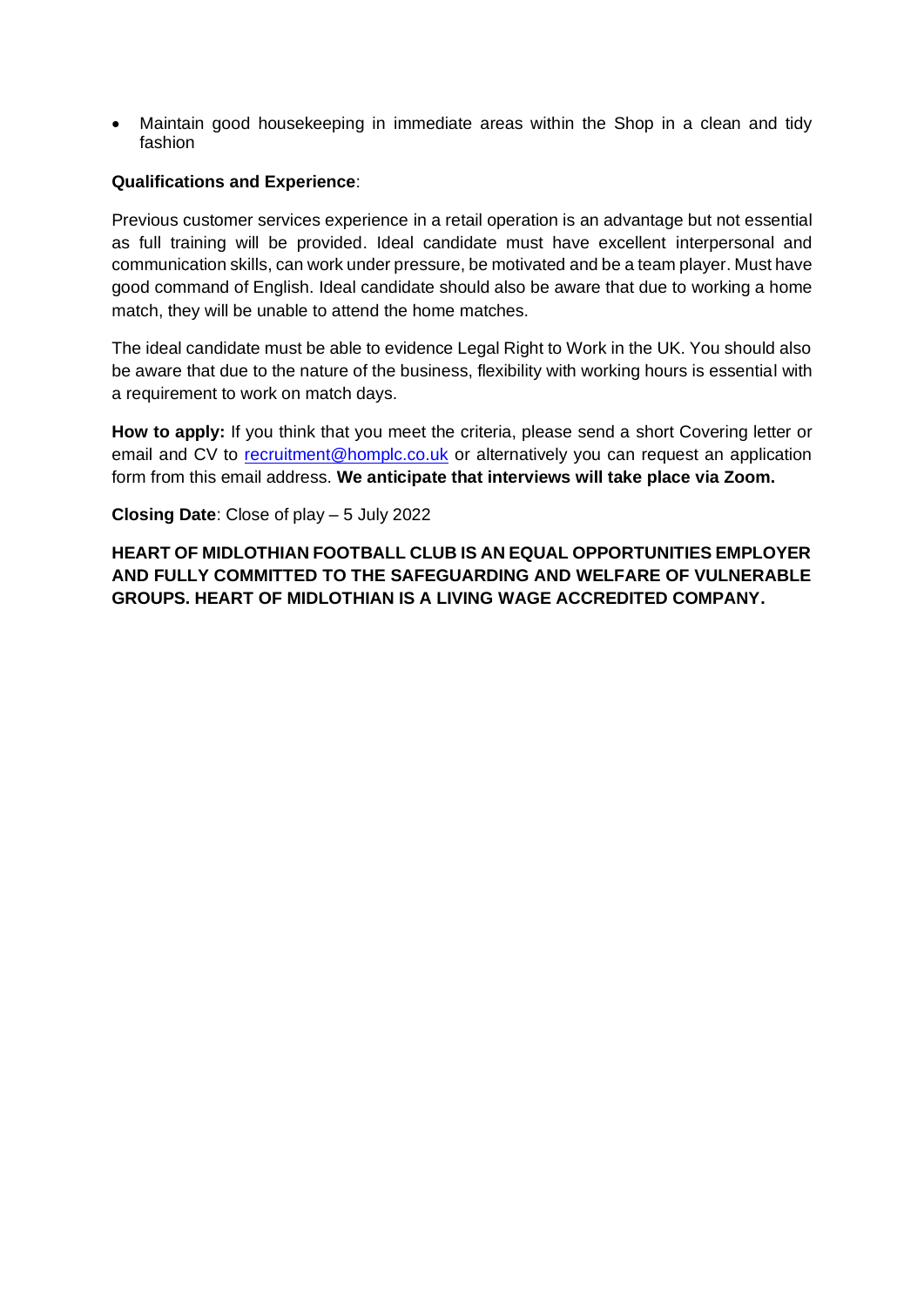- Maintain good housekeeping in immediate areas within the Shop in a clean and tidy fashion

**Qualifications and Experience**:

Previous customer services experience in a retail operation is an advantage but not essential as full training will be provided. Ideal candidate must have excellent interpersonal and communication skills, can work under pressure, be motivated and be a team player. Must have good command of English. Ideal candidate should also be aware that due to working a home match, they will be unable to attend the home matches.

The ideal candidate must be able to evidence Legal Right to Work in the UK. You should also be aware that due to the nature of the business, flexibility with working hours is essential with a requirement to work on match days.

**How to apply:** If you think that you meet the criteria, please send a short Covering letter or email and CV to recruitment@homplc.co.uk or alternatively you can request an application form from this email address. **We anticipate that interviews will take place via Zoom.**

**Closing Date**: Close of play – 5 July 2022

**HEART OF MIDLOTHIAN FOOTBALL CLUB IS AN EQUAL OPPORTUNITIES EMPLOYER AND FULLY COMMITTED TO THE SAFEGUARDING AND WELFARE OF VULNERABLE GROUPS. HEART OF MIDLOTHIAN IS A LIVING WAGE ACCREDITED COMPANY.**